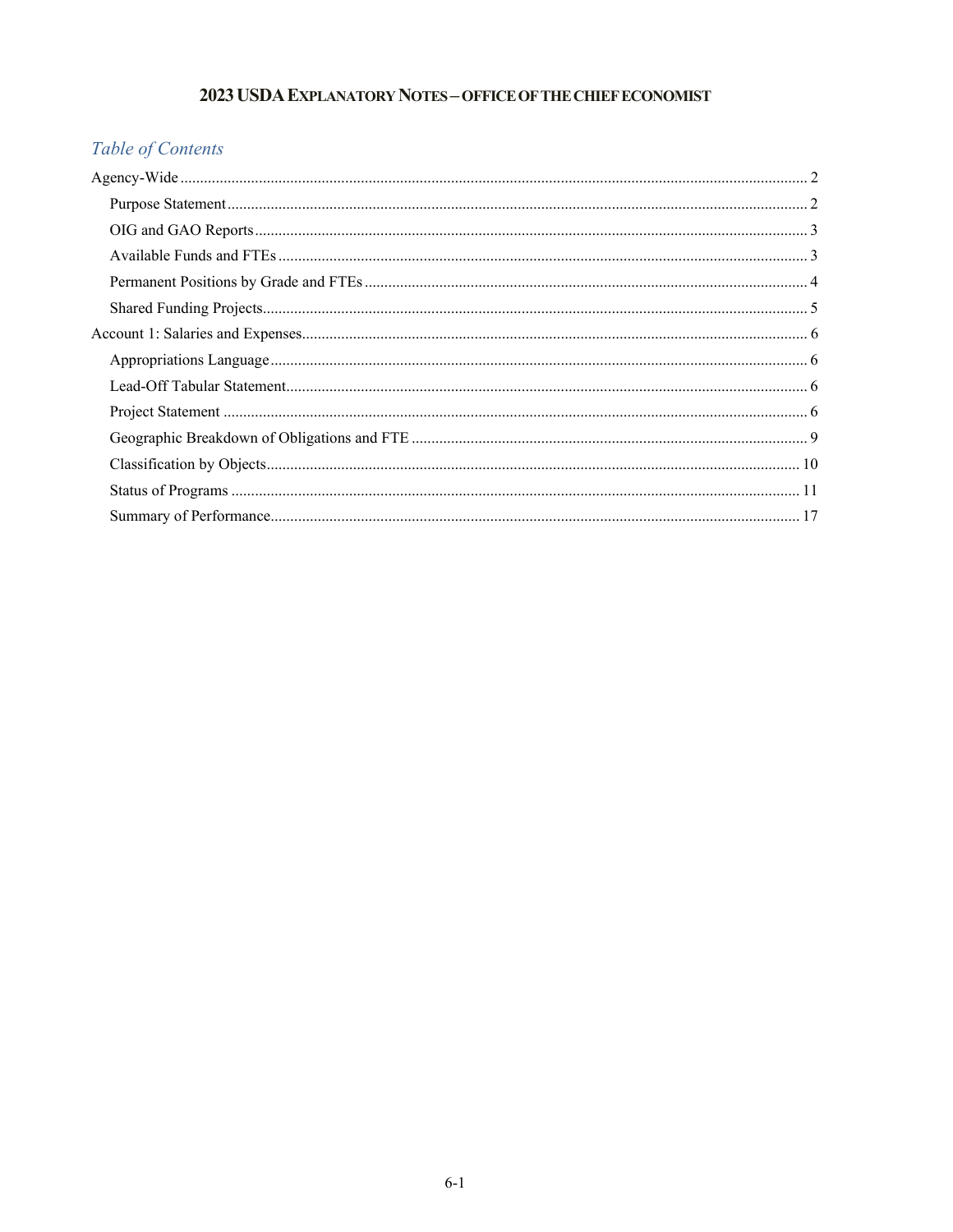# 2023 USDA Explanatory Notes – Office of the Chief Economist

## *Table of Contents*

- Agency-Wide ............................................................ 2
  - Purpose Statement ............................................................ 2
  - OIG and GAO Reports ............................................................ 3
  - Available Funds and FTEs ............................................................ 3
  - Permanent Positions by Grade and FTEs ............................................................ 4
  - Shared Funding Projects ............................................................ 5
- Account 1: Salaries and Expenses ............................................................ 6
  - Appropriations Language ............................................................ 6
  - Lead-Off Tabular Statement ............................................................ 6
  - Project Statement ............................................................ 6
  - Geographic Breakdown of Obligations and FTE ............................................................ 9
  - Classification by Objects ............................................................ 10
  - Status of Programs ............................................................ 11
  - Summary of Performance ............................................................ 17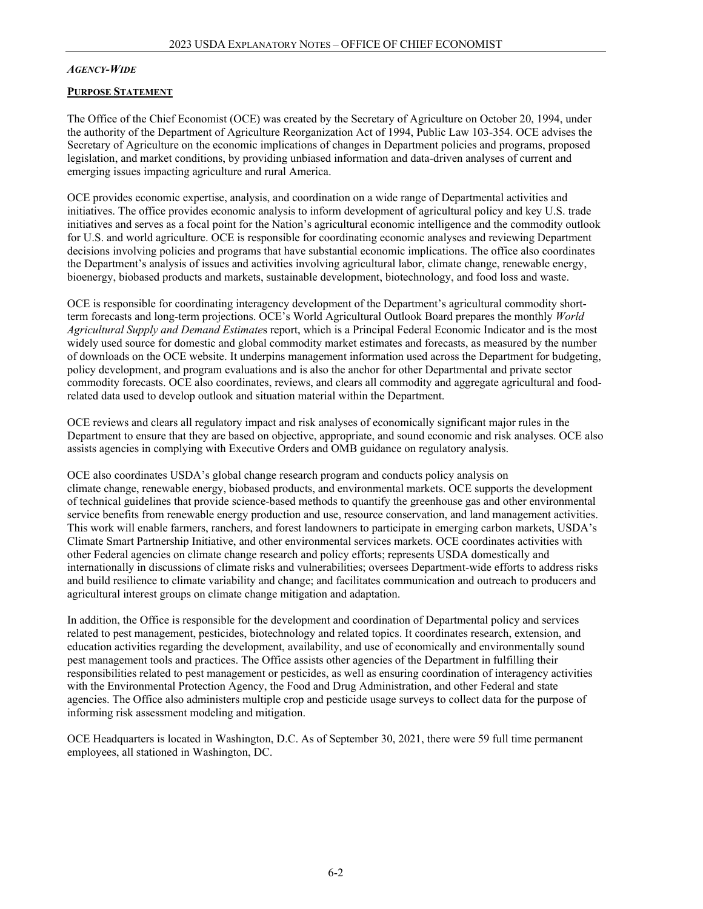***Agency-Wide***

**Purpose Statement**

The Office of the Chief Economist (OCE) was created by the Secretary of Agriculture on October 20, 1994, under the authority of the Department of Agriculture Reorganization Act of 1994, Public Law 103-354. OCE advises the Secretary of Agriculture on the economic implications of changes in Department policies and programs, proposed legislation, and market conditions, by providing unbiased information and data-driven analyses of current and emerging issues impacting agriculture and rural America.

OCE provides economic expertise, analysis, and coordination on a wide range of Departmental activities and initiatives. The office provides economic analysis to inform development of agricultural policy and key U.S. trade initiatives and serves as a focal point for the Nation's agricultural economic intelligence and the commodity outlook for U.S. and world agriculture. OCE is responsible for coordinating economic analyses and reviewing Department decisions involving policies and programs that have substantial economic implications. The office also coordinates the Department's analysis of issues and activities involving agricultural labor, climate change, renewable energy, bioenergy, biobased products and markets, sustainable development, biotechnology, and food loss and waste.

OCE is responsible for coordinating interagency development of the Department's agricultural commodity short-term forecasts and long-term projections. OCE's World Agricultural Outlook Board prepares the monthly *World Agricultural Supply and Demand Estimate*s report, which is a Principal Federal Economic Indicator and is the most widely used source for domestic and global commodity market estimates and forecasts, as measured by the number of downloads on the OCE website. It underpins management information used across the Department for budgeting, policy development, and program evaluations and is also the anchor for other Departmental and private sector commodity forecasts. OCE also coordinates, reviews, and clears all commodity and aggregate agricultural and food-related data used to develop outlook and situation material within the Department.

OCE reviews and clears all regulatory impact and risk analyses of economically significant major rules in the Department to ensure that they are based on objective, appropriate, and sound economic and risk analyses. OCE also assists agencies in complying with Executive Orders and OMB guidance on regulatory analysis.

OCE also coordinates USDA's global change research program and conducts policy analysis on climate change, renewable energy, biobased products, and environmental markets. OCE supports the development of technical guidelines that provide science-based methods to quantify the greenhouse gas and other environmental service benefits from renewable energy production and use, resource conservation, and land management activities. This work will enable farmers, ranchers, and forest landowners to participate in emerging carbon markets, USDA's Climate Smart Partnership Initiative, and other environmental services markets. OCE coordinates activities with other Federal agencies on climate change research and policy efforts; represents USDA domestically and internationally in discussions of climate risks and vulnerabilities; oversees Department-wide efforts to address risks and build resilience to climate variability and change; and facilitates communication and outreach to producers and agricultural interest groups on climate change mitigation and adaptation.

In addition, the Office is responsible for the development and coordination of Departmental policy and services related to pest management, pesticides, biotechnology and related topics. It coordinates research, extension, and education activities regarding the development, availability, and use of economically and environmentally sound pest management tools and practices. The Office assists other agencies of the Department in fulfilling their responsibilities related to pest management or pesticides, as well as ensuring coordination of interagency activities with the Environmental Protection Agency, the Food and Drug Administration, and other Federal and state agencies. The Office also administers multiple crop and pesticide usage surveys to collect data for the purpose of informing risk assessment modeling and mitigation.

OCE Headquarters is located in Washington, D.C. As of September 30, 2021, there were 59 full time permanent employees, all stationed in Washington, DC.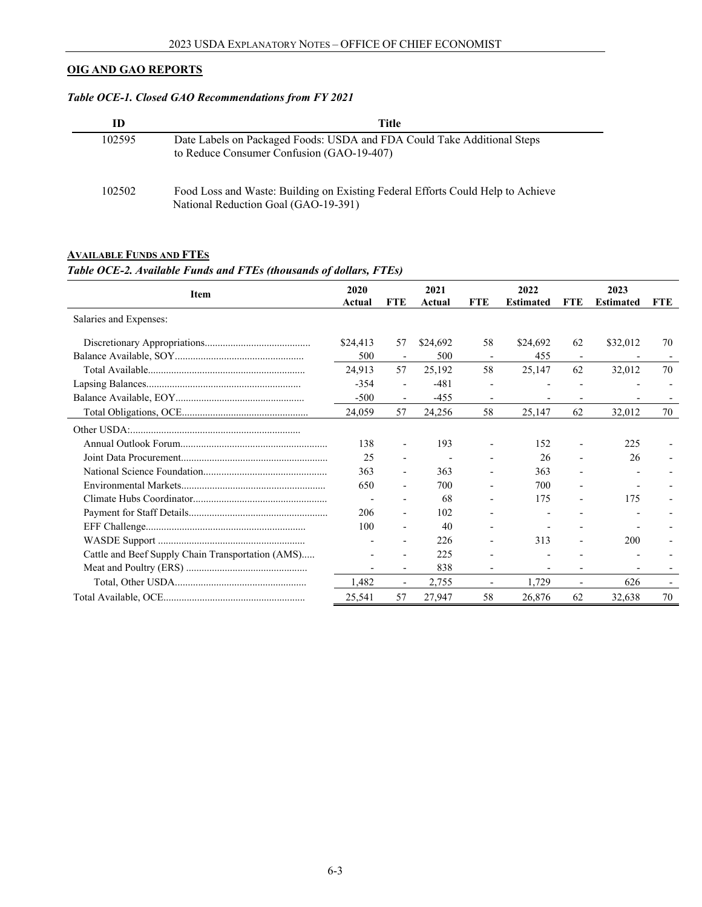## OIG AND GAO REPORTS

*Table OCE-1. Closed GAO Recommendations from FY 2021*

| ID | Title |
|---|---|
| 102595 | Date Labels on Packaged Foods: USDA and FDA Could Take Additional Steps to Reduce Consumer Confusion (GAO-19-407) |
| 102502 | Food Loss and Waste: Building on Existing Federal Efforts Could Help to Achieve National Reduction Goal (GAO-19-391) |

## AVAILABLE FUNDS AND FTES

*Table OCE-2. Available Funds and FTEs (thousands of dollars, FTEs)*

| Item | 2020 Actual | FTE | 2021 Actual | FTE | 2022 Estimated | FTE | 2023 Estimated | FTE |
|---|---|---|---|---|---|---|---|---|
| Salaries and Expenses: | | | | | | | | |
| Discretionary Appropriations | $24,413 | 57 | $24,692 | 58 | $24,692 | 62 | $32,012 | 70 |
| Balance Available, SOY | 500 | - | 500 | - | 455 | - | - | - |
| Total Available | 24,913 | 57 | 25,192 | 58 | 25,147 | 62 | 32,012 | 70 |
| Lapsing Balances | -354 | - | -481 | - | - | - | - | - |
| Balance Available, EOY | -500 | - | -455 | - | - | - | - | - |
| Total Obligations, OCE | 24,059 | 57 | 24,256 | 58 | 25,147 | 62 | 32,012 | 70 |
| Other USDA: | | | | | | | | |
| Annual Outlook Forum | 138 | - | 193 | - | 152 | - | 225 | - |
| Joint Data Procurement | 25 | - | - | - | 26 | - | 26 | - |
| National Science Foundation | 363 | - | 363 | - | 363 | - | - | - |
| Environmental Markets | 650 | - | 700 | - | 700 | - | - | - |
| Climate Hubs Coordinator | - | - | 68 | - | 175 | - | 175 | - |
| Payment for Staff Details | 206 | - | 102 | - | - | - | - | - |
| EFF Challenge | 100 | - | 40 | - | - | - | - | - |
| WASDE Support | - | - | 226 | - | 313 | - | 200 | - |
| Cattle and Beef Supply Chain Transportation (AMS) | - | - | 225 | - | - | - | - | - |
| Meat and Poultry (ERS) | - | - | 838 | - | - | - | - | - |
| Total, Other USDA | 1,482 | - | 2,755 | - | 1,729 | - | 626 | - |
| Total Available, OCE | 25,541 | 57 | 27,947 | 58 | 26,876 | 62 | 32,638 | 70 |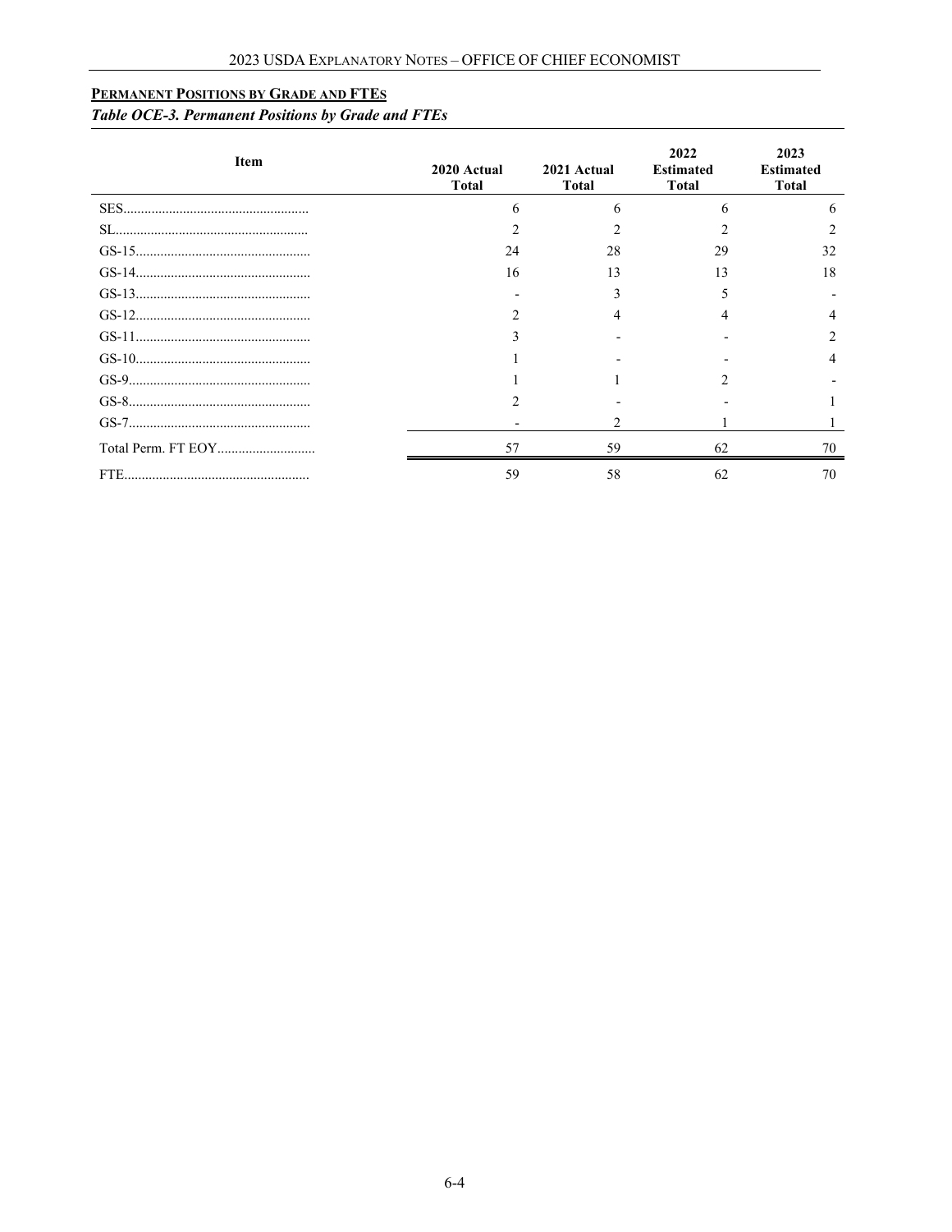## PERMANENT POSITIONS BY GRADE AND FTES

***Table OCE-3. Permanent Positions by Grade and FTEs***

| Item | 2020 Actual Total | 2021 Actual Total | 2022 Estimated Total | 2023 Estimated Total |
|---|---|---|---|---|
| SES | 6 | 6 | 6 | 6 |
| SL | 2 | 2 | 2 | 2 |
| GS-15 | 24 | 28 | 29 | 32 |
| GS-14 | 16 | 13 | 13 | 18 |
| GS-13 | - | 3 | 5 | - |
| GS-12 | 2 | 4 | 4 | 4 |
| GS-11 | 3 | - | - | 2 |
| GS-10 | 1 | - | - | 4 |
| GS-9 | 1 | 1 | 2 | - |
| GS-8 | 2 | - | - | 1 |
| GS-7 | - | 2 | 1 | 1 |
| Total Perm. FT EOY | 57 | 59 | 62 | 70 |
| FTE | 59 | 58 | 62 | 70 |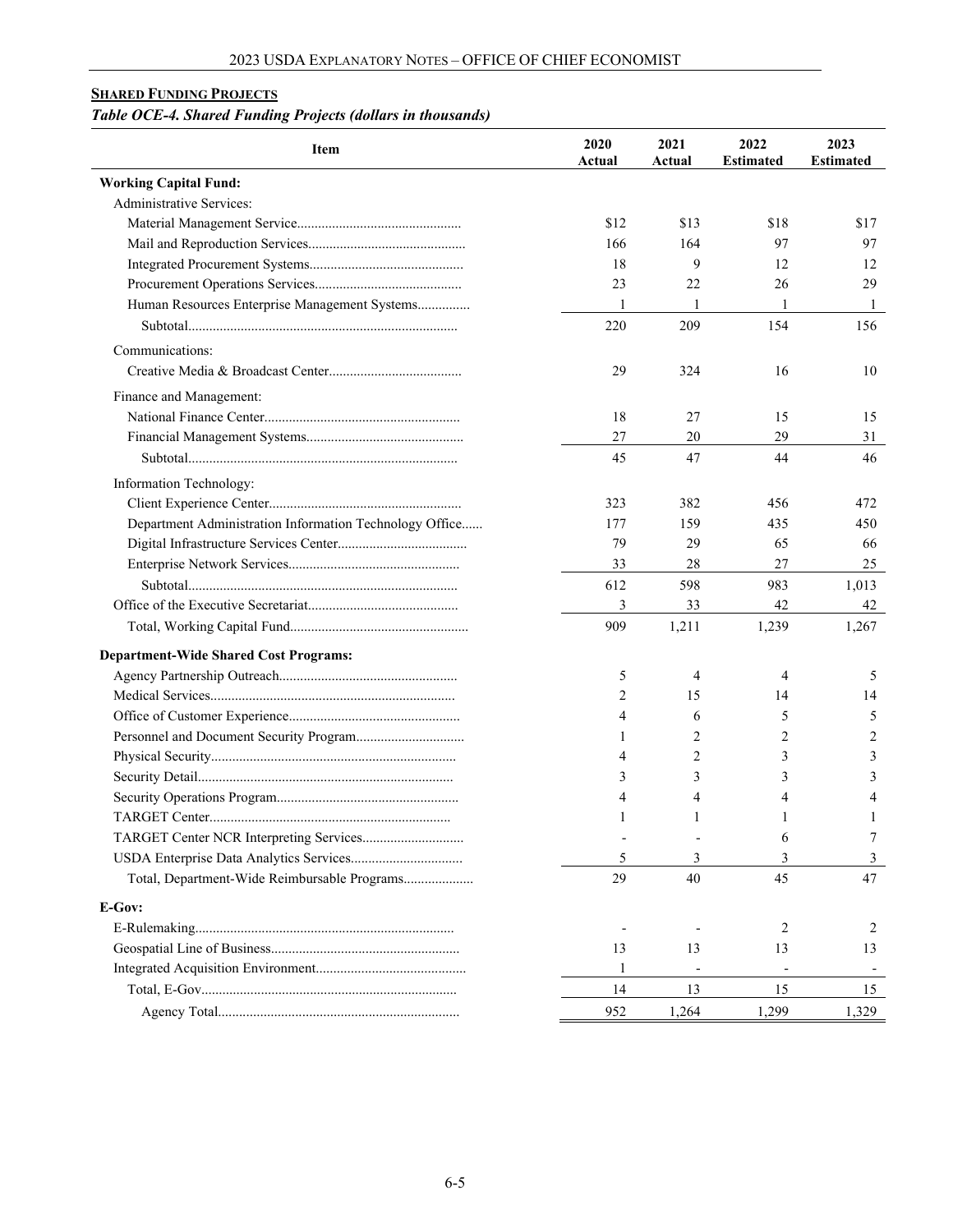**SHARED FUNDING PROJECTS**

***Table OCE-4. Shared Funding Projects (dollars in thousands)***

| Item | 2020 Actual | 2021 Actual | 2022 Estimated | 2023 Estimated |
|---|---|---|---|---|
| **Working Capital Fund:** | | | | |
| Administrative Services: | | | | |
| Material Management Service | $12 | $13 | $18 | $17 |
| Mail and Reproduction Services | 166 | 164 | 97 | 97 |
| Integrated Procurement Systems | 18 | 9 | 12 | 12 |
| Procurement Operations Services | 23 | 22 | 26 | 29 |
| Human Resources Enterprise Management Systems | 1 | 1 | 1 | 1 |
| Subtotal | 220 | 209 | 154 | 156 |
| Communications: | | | | |
| Creative Media & Broadcast Center | 29 | 324 | 16 | 10 |
| Finance and Management: | | | | |
| National Finance Center | 18 | 27 | 15 | 15 |
| Financial Management Systems | 27 | 20 | 29 | 31 |
| Subtotal | 45 | 47 | 44 | 46 |
| Information Technology: | | | | |
| Client Experience Center | 323 | 382 | 456 | 472 |
| Department Administration Information Technology Office | 177 | 159 | 435 | 450 |
| Digital Infrastructure Services Center | 79 | 29 | 65 | 66 |
| Enterprise Network Services | 33 | 28 | 27 | 25 |
| Subtotal | 612 | 598 | 983 | 1,013 |
| Office of the Executive Secretariat | 3 | 33 | 42 | 42 |
| Total, Working Capital Fund | 909 | 1,211 | 1,239 | 1,267 |
| **Department-Wide Shared Cost Programs:** | | | | |
| Agency Partnership Outreach | 5 | 4 | 4 | 5 |
| Medical Services | 2 | 15 | 14 | 14 |
| Office of Customer Experience | 4 | 6 | 5 | 5 |
| Personnel and Document Security Program | 1 | 2 | 2 | 2 |
| Physical Security | 4 | 2 | 3 | 3 |
| Security Detail | 3 | 3 | 3 | 3 |
| Security Operations Program | 4 | 4 | 4 | 4 |
| TARGET Center | 1 | 1 | 1 | 1 |
| TARGET Center NCR Interpreting Services | - | - | 6 | 7 |
| USDA Enterprise Data Analytics Services | 5 | 3 | 3 | 3 |
| Total, Department-Wide Reimbursable Programs | 29 | 40 | 45 | 47 |
| **E-Gov:** | | | | |
| E-Rulemaking | - | - | 2 | 2 |
| Geospatial Line of Business | 13 | 13 | 13 | 13 |
| Integrated Acquisition Environment | 1 | - | - | - |
| Total, E-Gov | 14 | 13 | 15 | 15 |
| Agency Total | 952 | 1,264 | 1,299 | 1,329 |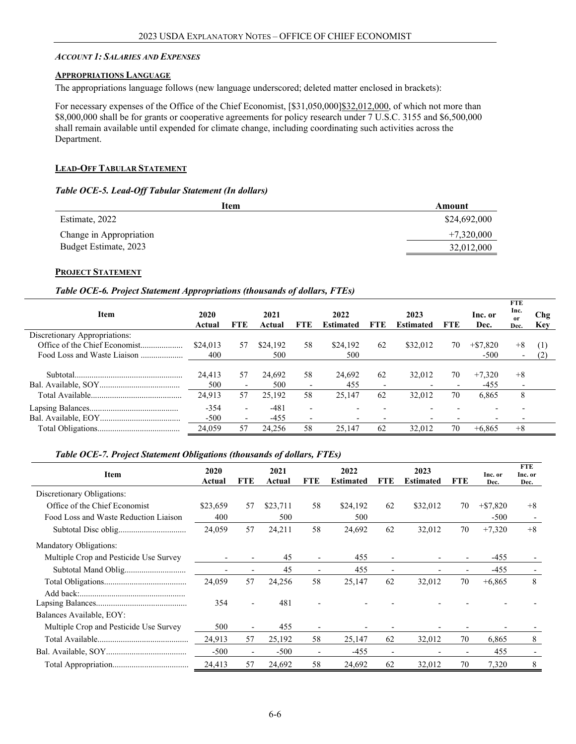*ACCOUNT 1: SALARIES AND EXPENSES*

**APPROPRIATIONS LANGUAGE**

The appropriations language follows (new language underscored; deleted matter enclosed in brackets):

For necessary expenses of the Office of the Chief Economist, [$31,050,000]$32,012,000, of which not more than $8,000,000 shall be for grants or cooperative agreements for policy research under 7 U.S.C. 3155 and $6,500,000 shall remain available until expended for climate change, including coordinating such activities across the Department.

**LEAD-OFF TABULAR STATEMENT**

***Table OCE-5. Lead-Off Tabular Statement (In dollars)***

| Item | Amount |
|---|---|
| Estimate, 2022 | $24,692,000 |
| Change in Appropriation | +7,320,000 |
| Budget Estimate, 2023 | 32,012,000 |

**PROJECT STATEMENT**

***Table OCE-6. Project Statement Appropriations (thousands of dollars, FTEs)***

| Item | 2020 Actual | FTE | 2021 Actual | FTE | 2022 Estimated | FTE | 2023 Estimated | FTE | Inc. or Dec. | FTE Inc. or Dec. | Chg Key |
|---|---|---|---|---|---|---|---|---|---|---|---|
| Discretionary Appropriations: | | | | | | | | | | | |
| Office of the Chief Economist | $24,013 | 57 | $24,192 | 58 | $24,192 | 62 | $32,012 | 70 | +$7,820 | +8 | (1) |
| Food Loss and Waste Liaison | 400 | | 500 | | 500 | | | | -500 | - | (2) |
| Subtotal | 24,413 | 57 | 24,692 | 58 | 24,692 | 62 | 32,012 | 70 | +7,320 | +8 | |
| Bal. Available, SOY | 500 | - | 500 | - | 455 | - | - | - | -455 | - | |
| Total Available | 24,913 | 57 | 25,192 | 58 | 25,147 | 62 | 32,012 | 70 | 6,865 | 8 | |
| Lapsing Balances | -354 | - | -481 | - | - | - | - | - | - | - | |
| Bal. Available, EOY | -500 | - | -455 | - | - | - | - | - | - | - | |
| Total Obligations | 24,059 | 57 | 24,256 | 58 | 25,147 | 62 | 32,012 | 70 | +6,865 | +8 | |

***Table OCE-7. Project Statement Obligations (thousands of dollars, FTEs)***

| Item | 2020 Actual | FTE | 2021 Actual | FTE | 2022 Estimated | FTE | 2023 Estimated | FTE | Inc. or Dec. | FTE Inc. or Dec. |
|---|---|---|---|---|---|---|---|---|---|---|
| Discretionary Obligations: | | | | | | | | | | |
| Office of the Chief Economist | $23,659 | 57 | $23,711 | 58 | $24,192 | 62 | $32,012 | 70 | +$7,820 | +8 |
| Food Loss and Waste Reduction Liaison | 400 | | 500 | | 500 | | | | -500 | - |
| Subtotal Disc oblig | 24,059 | 57 | 24,211 | 58 | 24,692 | 62 | 32,012 | 70 | +7,320 | +8 |
| Mandatory Obligations: | | | | | | | | | | |
| Multiple Crop and Pesticide Use Survey | - | - | 45 | - | 455 | - | - | - | -455 | - |
| Subtotal Mand Oblig | - | - | 45 | - | 455 | - | - | - | -455 | - |
| Total Obligations | 24,059 | 57 | 24,256 | 58 | 25,147 | 62 | 32,012 | 70 | +6,865 | 8 |
| Add back: Lapsing Balances | 354 | - | 481 | - | - | - | - | - | - | - |
| Balances Available, EOY: | | | | | | | | | | |
| Multiple Crop and Pesticide Use Survey | 500 | - | 455 | - | - | - | - | - | - | - |
| Total Available | 24,913 | 57 | 25,192 | 58 | 25,147 | 62 | 32,012 | 70 | 6,865 | 8 |
| Bal. Available, SOY | -500 | - | -500 | - | -455 | - | - | - | 455 | - |
| Total Appropriation | 24,413 | 57 | 24,692 | 58 | 24,692 | 62 | 32,012 | 70 | 7,320 | 8 |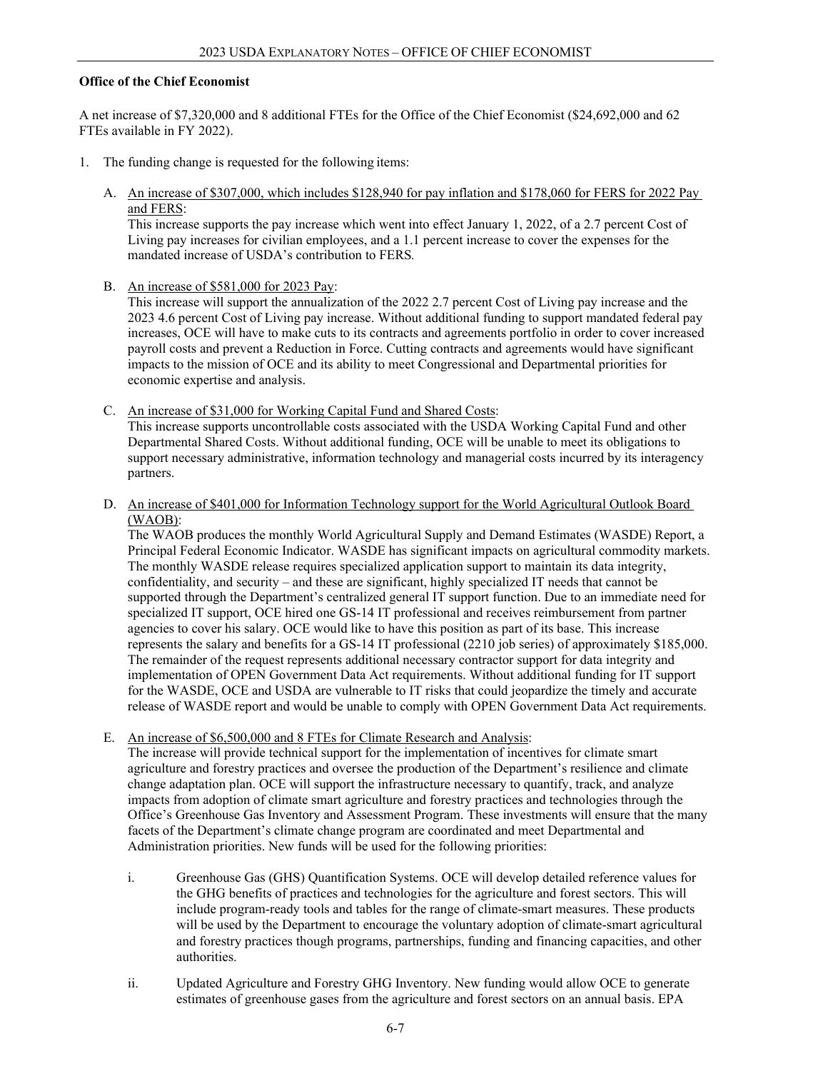**Office of the Chief Economist**

A net increase of $7,320,000 and 8 additional FTEs for the Office of the Chief Economist ($24,692,000 and 62 FTEs available in FY 2022).

1. The funding change is requested for the following items:

   A. An increase of $307,000, which includes $128,940 for pay inflation and $178,060 for FERS for 2022 Pay and FERS:
   This increase supports the pay increase which went into effect January 1, 2022, of a 2.7 percent Cost of Living pay increases for civilian employees, and a 1.1 percent increase to cover the expenses for the mandated increase of USDA's contribution to FERS.

   B. An increase of $581,000 for 2023 Pay:
   This increase will support the annualization of the 2022 2.7 percent Cost of Living pay increase and the 2023 4.6 percent Cost of Living pay increase. Without additional funding to support mandated federal pay increases, OCE will have to make cuts to its contracts and agreements portfolio in order to cover increased payroll costs and prevent a Reduction in Force. Cutting contracts and agreements would have significant impacts to the mission of OCE and its ability to meet Congressional and Departmental priorities for economic expertise and analysis.

   C. An increase of $31,000 for Working Capital Fund and Shared Costs:
   This increase supports uncontrollable costs associated with the USDA Working Capital Fund and other Departmental Shared Costs. Without additional funding, OCE will be unable to meet its obligations to support necessary administrative, information technology and managerial costs incurred by its interagency partners.

   D. An increase of $401,000 for Information Technology support for the World Agricultural Outlook Board (WAOB):
   The WAOB produces the monthly World Agricultural Supply and Demand Estimates (WASDE) Report, a Principal Federal Economic Indicator. WASDE has significant impacts on agricultural commodity markets. The monthly WASDE release requires specialized application support to maintain its data integrity, confidentiality, and security – and these are significant, highly specialized IT needs that cannot be supported through the Department's centralized general IT support function. Due to an immediate need for specialized IT support, OCE hired one GS-14 IT professional and receives reimbursement from partner agencies to cover his salary. OCE would like to have this position as part of its base. This increase represents the salary and benefits for a GS-14 IT professional (2210 job series) of approximately $185,000. The remainder of the request represents additional necessary contractor support for data integrity and implementation of OPEN Government Data Act requirements. Without additional funding for IT support for the WASDE, OCE and USDA are vulnerable to IT risks that could jeopardize the timely and accurate release of WASDE report and would be unable to comply with OPEN Government Data Act requirements.

   E. An increase of $6,500,000 and 8 FTEs for Climate Research and Analysis:
   The increase will provide technical support for the implementation of incentives for climate smart agriculture and forestry practices and oversee the production of the Department's resilience and climate change adaptation plan. OCE will support the infrastructure necessary to quantify, track, and analyze impacts from adoption of climate smart agriculture and forestry practices and technologies through the Office's Greenhouse Gas Inventory and Assessment Program. These investments will ensure that the many facets of the Department's climate change program are coordinated and meet Departmental and Administration priorities. New funds will be used for the following priorities:

      i. Greenhouse Gas (GHS) Quantification Systems. OCE will develop detailed reference values for the GHG benefits of practices and technologies for the agriculture and forest sectors. This will include program-ready tools and tables for the range of climate-smart measures. These products will be used by the Department to encourage the voluntary adoption of climate-smart agricultural and forestry practices though programs, partnerships, funding and financing capacities, and other authorities.

      ii. Updated Agriculture and Forestry GHG Inventory. New funding would allow OCE to generate estimates of greenhouse gases from the agriculture and forest sectors on an annual basis. EPA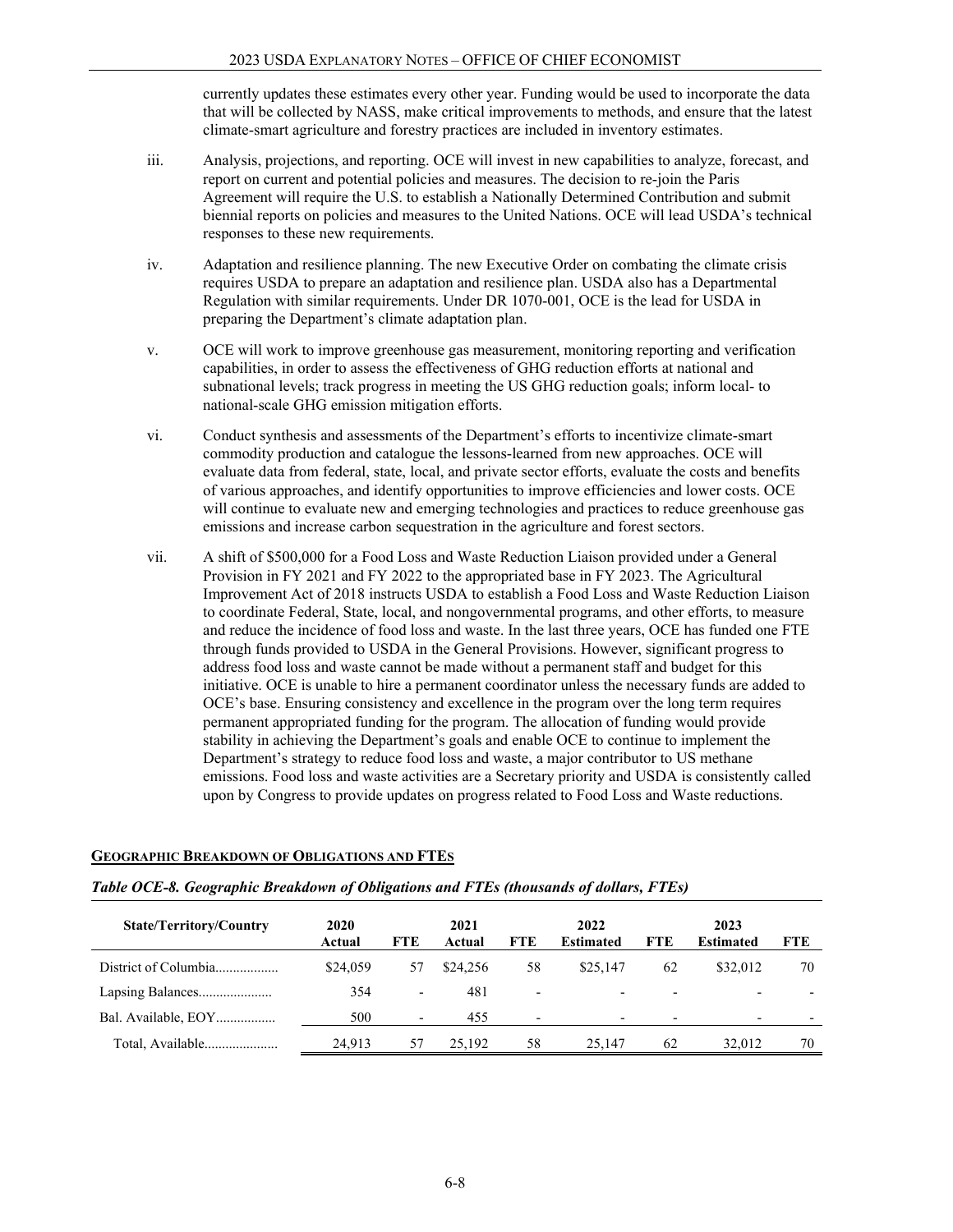currently updates these estimates every other year. Funding would be used to incorporate the data that will be collected by NASS, make critical improvements to methods, and ensure that the latest climate-smart agriculture and forestry practices are included in inventory estimates.

iii. Analysis, projections, and reporting. OCE will invest in new capabilities to analyze, forecast, and report on current and potential policies and measures. The decision to re-join the Paris Agreement will require the U.S. to establish a Nationally Determined Contribution and submit biennial reports on policies and measures to the United Nations. OCE will lead USDA's technical responses to these new requirements.

iv. Adaptation and resilience planning. The new Executive Order on combating the climate crisis requires USDA to prepare an adaptation and resilience plan. USDA also has a Departmental Regulation with similar requirements. Under DR 1070-001, OCE is the lead for USDA in preparing the Department's climate adaptation plan.

v. OCE will work to improve greenhouse gas measurement, monitoring reporting and verification capabilities, in order to assess the effectiveness of GHG reduction efforts at national and subnational levels; track progress in meeting the US GHG reduction goals; inform local- to national-scale GHG emission mitigation efforts.

vi. Conduct synthesis and assessments of the Department's efforts to incentivize climate-smart commodity production and catalogue the lessons-learned from new approaches. OCE will evaluate data from federal, state, local, and private sector efforts, evaluate the costs and benefits of various approaches, and identify opportunities to improve efficiencies and lower costs. OCE will continue to evaluate new and emerging technologies and practices to reduce greenhouse gas emissions and increase carbon sequestration in the agriculture and forest sectors.

vii. A shift of $500,000 for a Food Loss and Waste Reduction Liaison provided under a General Provision in FY 2021 and FY 2022 to the appropriated base in FY 2023. The Agricultural Improvement Act of 2018 instructs USDA to establish a Food Loss and Waste Reduction Liaison to coordinate Federal, State, local, and nongovernmental programs, and other efforts, to measure and reduce the incidence of food loss and waste. In the last three years, OCE has funded one FTE through funds provided to USDA in the General Provisions. However, significant progress to address food loss and waste cannot be made without a permanent staff and budget for this initiative. OCE is unable to hire a permanent coordinator unless the necessary funds are added to OCE's base. Ensuring consistency and excellence in the program over the long term requires permanent appropriated funding for the program. The allocation of funding would provide stability in achieving the Department's goals and enable OCE to continue to implement the Department's strategy to reduce food loss and waste, a major contributor to US methane emissions. Food loss and waste activities are a Secretary priority and USDA is consistently called upon by Congress to provide updates on progress related to Food Loss and Waste reductions.

## GEOGRAPHIC BREAKDOWN OF OBLIGATIONS AND FTES

*Table OCE-8. Geographic Breakdown of Obligations and FTEs (thousands of dollars, FTEs)*

| State/Territory/Country | 2020 Actual | FTE | 2021 Actual | FTE | 2022 Estimated | FTE | 2023 Estimated | FTE |
|---|---|---|---|---|---|---|---|---|
| District of Columbia.................. | $24,059 | 57 | $24,256 | 58 | $25,147 | 62 | $32,012 | 70 |
| Lapsing Balances..................... | 354 | - | 481 | - | - | - | - | - |
| Bal. Available, EOY................. | 500 | - | 455 | - | - | - | - | - |
| Total, Available..................... | 24,913 | 57 | 25,192 | 58 | 25,147 | 62 | 32,012 | 70 |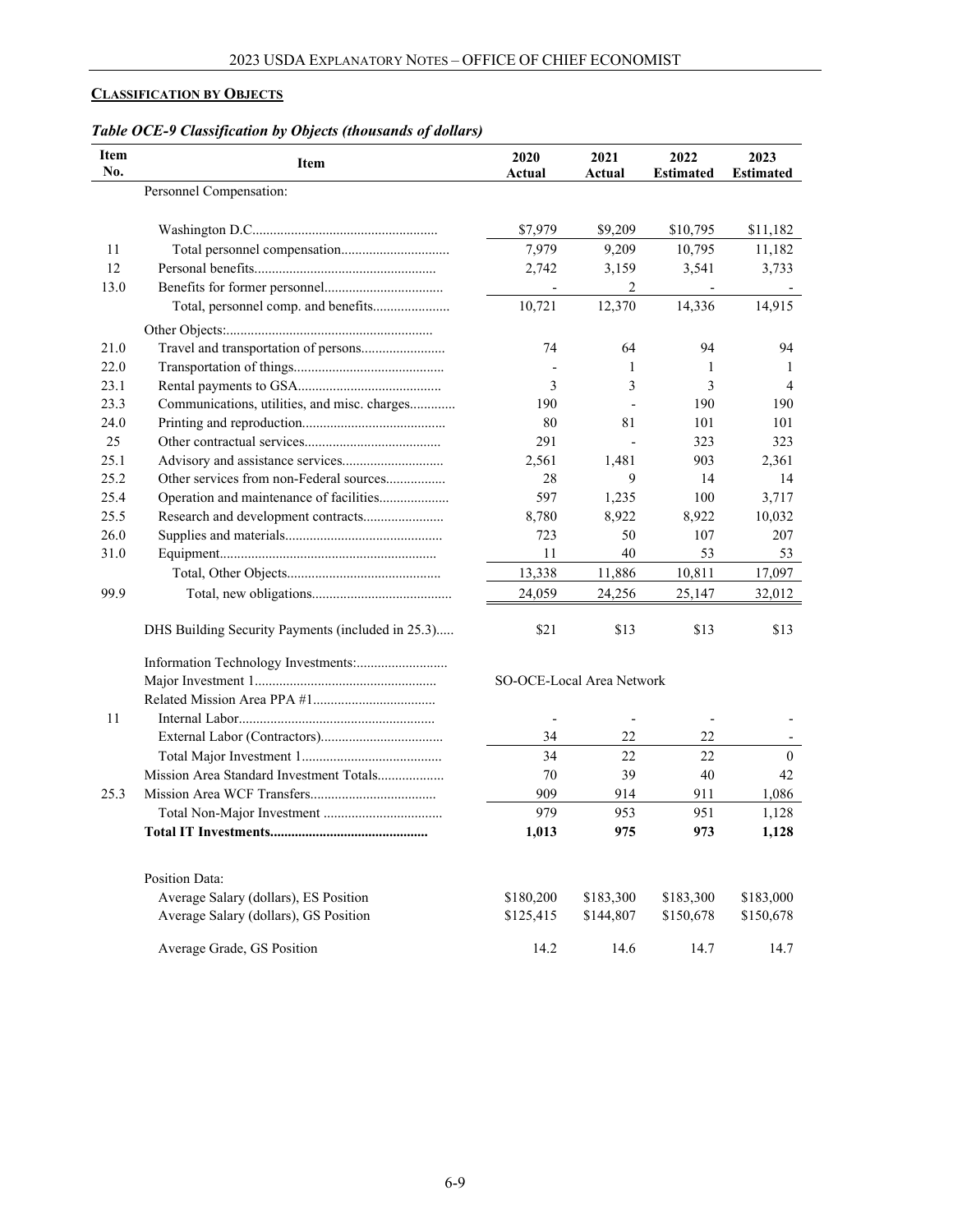**CLASSIFICATION BY OBJECTS**

*Table OCE-9 Classification by Objects (thousands of dollars)*

| Item No. | Item | 2020 Actual | 2021 Actual | 2022 Estimated | 2023 Estimated |
|---|---|---|---|---|---|
| | Personnel Compensation: | | | | |
| | Washington D.C. | $7,979 | $9,209 | $10,795 | $11,182 |
| 11 | Total personnel compensation | 7,979 | 9,209 | 10,795 | 11,182 |
| 12 | Personal benefits | 2,742 | 3,159 | 3,541 | 3,733 |
| 13.0 | Benefits for former personnel | - | 2 | - | - |
| | Total, personnel comp. and benefits | 10,721 | 12,370 | 14,336 | 14,915 |
| | Other Objects: | | | | |
| 21.0 | Travel and transportation of persons | 74 | 64 | 94 | 94 |
| 22.0 | Transportation of things | - | 1 | 1 | 1 |
| 23.1 | Rental payments to GSA | 3 | 3 | 3 | 4 |
| 23.3 | Communications, utilities, and misc. charges | 190 | - | 190 | 190 |
| 24.0 | Printing and reproduction | 80 | 81 | 101 | 101 |
| 25 | Other contractual services | 291 | - | 323 | 323 |
| 25.1 | Advisory and assistance services | 2,561 | 1,481 | 903 | 2,361 |
| 25.2 | Other services from non-Federal sources | 28 | 9 | 14 | 14 |
| 25.4 | Operation and maintenance of facilities | 597 | 1,235 | 100 | 3,717 |
| 25.5 | Research and development contracts | 8,780 | 8,922 | 8,922 | 10,032 |
| 26.0 | Supplies and materials | 723 | 50 | 107 | 207 |
| 31.0 | Equipment | 11 | 40 | 53 | 53 |
| | Total, Other Objects | 13,338 | 11,886 | 10,811 | 17,097 |
| 99.9 | Total, new obligations | 24,059 | 24,256 | 25,147 | 32,012 |
| | DHS Building Security Payments (included in 25.3) | $21 | $13 | $13 | $13 |
| | Information Technology Investments: | | | | |
| | Major Investment 1 | SO-OCE-Local Area Network | | | |
| | Related Mission Area PPA #1 | | | | |
| 11 | Internal Labor | - | - | - | - |
| | External Labor (Contractors) | 34 | 22 | 22 | - |
| | Total Major Investment 1 | 34 | 22 | 22 | 0 |
| | Mission Area Standard Investment Totals | 70 | 39 | 40 | 42 |
| 25.3 | Mission Area WCF Transfers | 909 | 914 | 911 | 1,086 |
| | Total Non-Major Investment | 979 | 953 | 951 | 1,128 |
| | **Total IT Investments** | **1,013** | **975** | **973** | **1,128** |
| | Position Data: | | | | |
| | Average Salary (dollars), ES Position | $180,200 | $183,300 | $183,300 | $183,000 |
| | Average Salary (dollars), GS Position | $125,415 | $144,807 | $150,678 | $150,678 |
| | Average Grade, GS Position | 14.2 | 14.6 | 14.7 | 14.7 |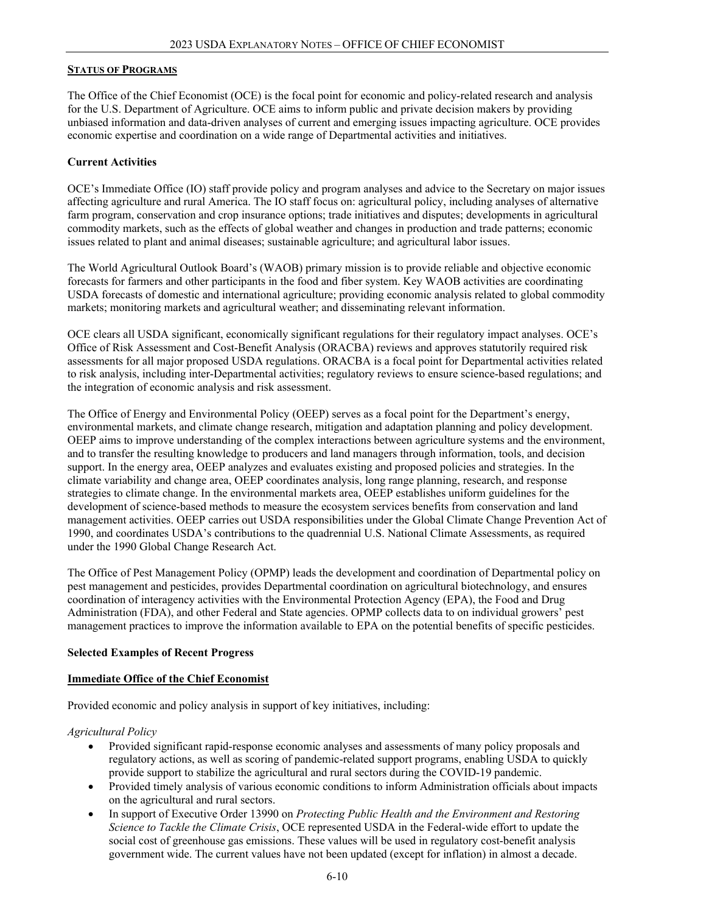## STATUS OF PROGRAMS

The Office of the Chief Economist (OCE) is the focal point for economic and policy-related research and analysis for the U.S. Department of Agriculture. OCE aims to inform public and private decision makers by providing unbiased information and data-driven analyses of current and emerging issues impacting agriculture. OCE provides economic expertise and coordination on a wide range of Departmental activities and initiatives.

### Current Activities

OCE's Immediate Office (IO) staff provide policy and program analyses and advice to the Secretary on major issues affecting agriculture and rural America. The IO staff focus on: agricultural policy, including analyses of alternative farm program, conservation and crop insurance options; trade initiatives and disputes; developments in agricultural commodity markets, such as the effects of global weather and changes in production and trade patterns; economic issues related to plant and animal diseases; sustainable agriculture; and agricultural labor issues.

The World Agricultural Outlook Board's (WAOB) primary mission is to provide reliable and objective economic forecasts for farmers and other participants in the food and fiber system. Key WAOB activities are coordinating USDA forecasts of domestic and international agriculture; providing economic analysis related to global commodity markets; monitoring markets and agricultural weather; and disseminating relevant information.

OCE clears all USDA significant, economically significant regulations for their regulatory impact analyses. OCE's Office of Risk Assessment and Cost-Benefit Analysis (ORACBA) reviews and approves statutorily required risk assessments for all major proposed USDA regulations. ORACBA is a focal point for Departmental activities related to risk analysis, including inter-Departmental activities; regulatory reviews to ensure science-based regulations; and the integration of economic analysis and risk assessment.

The Office of Energy and Environmental Policy (OEEP) serves as a focal point for the Department's energy, environmental markets, and climate change research, mitigation and adaptation planning and policy development. OEEP aims to improve understanding of the complex interactions between agriculture systems and the environment, and to transfer the resulting knowledge to producers and land managers through information, tools, and decision support. In the energy area, OEEP analyzes and evaluates existing and proposed policies and strategies. In the climate variability and change area, OEEP coordinates analysis, long range planning, research, and response strategies to climate change. In the environmental markets area, OEEP establishes uniform guidelines for the development of science-based methods to measure the ecosystem services benefits from conservation and land management activities. OEEP carries out USDA responsibilities under the Global Climate Change Prevention Act of 1990, and coordinates USDA's contributions to the quadrennial U.S. National Climate Assessments, as required under the 1990 Global Change Research Act.

The Office of Pest Management Policy (OPMP) leads the development and coordination of Departmental policy on pest management and pesticides, provides Departmental coordination on agricultural biotechnology, and ensures coordination of interagency activities with the Environmental Protection Agency (EPA), the Food and Drug Administration (FDA), and other Federal and State agencies. OPMP collects data to on individual growers' pest management practices to improve the information available to EPA on the potential benefits of specific pesticides.

### Selected Examples of Recent Progress

#### Immediate Office of the Chief Economist

Provided economic and policy analysis in support of key initiatives, including:

*Agricultural Policy*

- Provided significant rapid-response economic analyses and assessments of many policy proposals and regulatory actions, as well as scoring of pandemic-related support programs, enabling USDA to quickly provide support to stabilize the agricultural and rural sectors during the COVID-19 pandemic.
- Provided timely analysis of various economic conditions to inform Administration officials about impacts on the agricultural and rural sectors.
- In support of Executive Order 13990 on *Protecting Public Health and the Environment and Restoring Science to Tackle the Climate Crisis*, OCE represented USDA in the Federal-wide effort to update the social cost of greenhouse gas emissions. These values will be used in regulatory cost-benefit analysis government wide. The current values have not been updated (except for inflation) in almost a decade.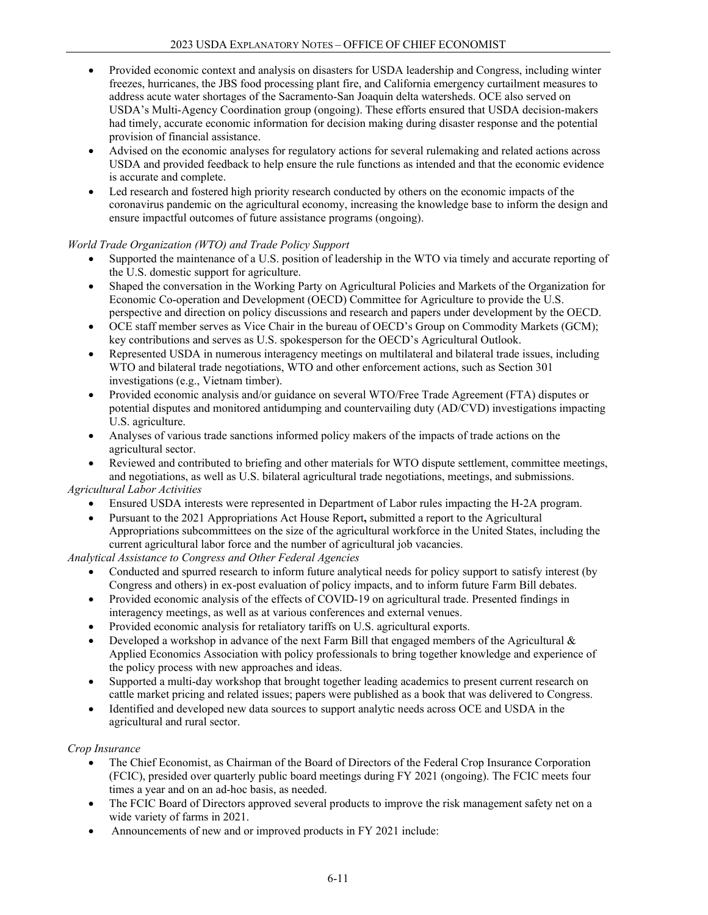- Provided economic context and analysis on disasters for USDA leadership and Congress, including winter freezes, hurricanes, the JBS food processing plant fire, and California emergency curtailment measures to address acute water shortages of the Sacramento-San Joaquin delta watersheds. OCE also served on USDA's Multi-Agency Coordination group (ongoing). These efforts ensured that USDA decision-makers had timely, accurate economic information for decision making during disaster response and the potential provision of financial assistance.
- Advised on the economic analyses for regulatory actions for several rulemaking and related actions across USDA and provided feedback to help ensure the rule functions as intended and that the economic evidence is accurate and complete.
- Led research and fostered high priority research conducted by others on the economic impacts of the coronavirus pandemic on the agricultural economy, increasing the knowledge base to inform the design and ensure impactful outcomes of future assistance programs (ongoing).

*World Trade Organization (WTO) and Trade Policy Support*

- Supported the maintenance of a U.S. position of leadership in the WTO via timely and accurate reporting of the U.S. domestic support for agriculture.
- Shaped the conversation in the Working Party on Agricultural Policies and Markets of the Organization for Economic Co-operation and Development (OECD) Committee for Agriculture to provide the U.S. perspective and direction on policy discussions and research and papers under development by the OECD.
- OCE staff member serves as Vice Chair in the bureau of OECD's Group on Commodity Markets (GCM); key contributions and serves as U.S. spokesperson for the OECD's Agricultural Outlook.
- Represented USDA in numerous interagency meetings on multilateral and bilateral trade issues, including WTO and bilateral trade negotiations, WTO and other enforcement actions, such as Section 301 investigations (e.g., Vietnam timber).
- Provided economic analysis and/or guidance on several WTO/Free Trade Agreement (FTA) disputes or potential disputes and monitored antidumping and countervailing duty (AD/CVD) investigations impacting U.S. agriculture.
- Analyses of various trade sanctions informed policy makers of the impacts of trade actions on the agricultural sector.
- Reviewed and contributed to briefing and other materials for WTO dispute settlement, committee meetings, and negotiations, as well as U.S. bilateral agricultural trade negotiations, meetings, and submissions.

*Agricultural Labor Activities*

- Ensured USDA interests were represented in Department of Labor rules impacting the H-2A program.
- Pursuant to the 2021 Appropriations Act House Report**,** submitted a report to the Agricultural Appropriations subcommittees on the size of the agricultural workforce in the United States, including the current agricultural labor force and the number of agricultural job vacancies.

*Analytical Assistance to Congress and Other Federal Agencies*

- Conducted and spurred research to inform future analytical needs for policy support to satisfy interest (by Congress and others) in ex-post evaluation of policy impacts, and to inform future Farm Bill debates.
- Provided economic analysis of the effects of COVID-19 on agricultural trade. Presented findings in interagency meetings, as well as at various conferences and external venues.
- Provided economic analysis for retaliatory tariffs on U.S. agricultural exports.
- Developed a workshop in advance of the next Farm Bill that engaged members of the Agricultural & Applied Economics Association with policy professionals to bring together knowledge and experience of the policy process with new approaches and ideas.
- Supported a multi-day workshop that brought together leading academics to present current research on cattle market pricing and related issues; papers were published as a book that was delivered to Congress.
- Identified and developed new data sources to support analytic needs across OCE and USDA in the agricultural and rural sector.

*Crop Insurance*

- The Chief Economist, as Chairman of the Board of Directors of the Federal Crop Insurance Corporation (FCIC), presided over quarterly public board meetings during FY 2021 (ongoing). The FCIC meets four times a year and on an ad-hoc basis, as needed.
- The FCIC Board of Directors approved several products to improve the risk management safety net on a wide variety of farms in 2021.
- Announcements of new and or improved products in FY 2021 include: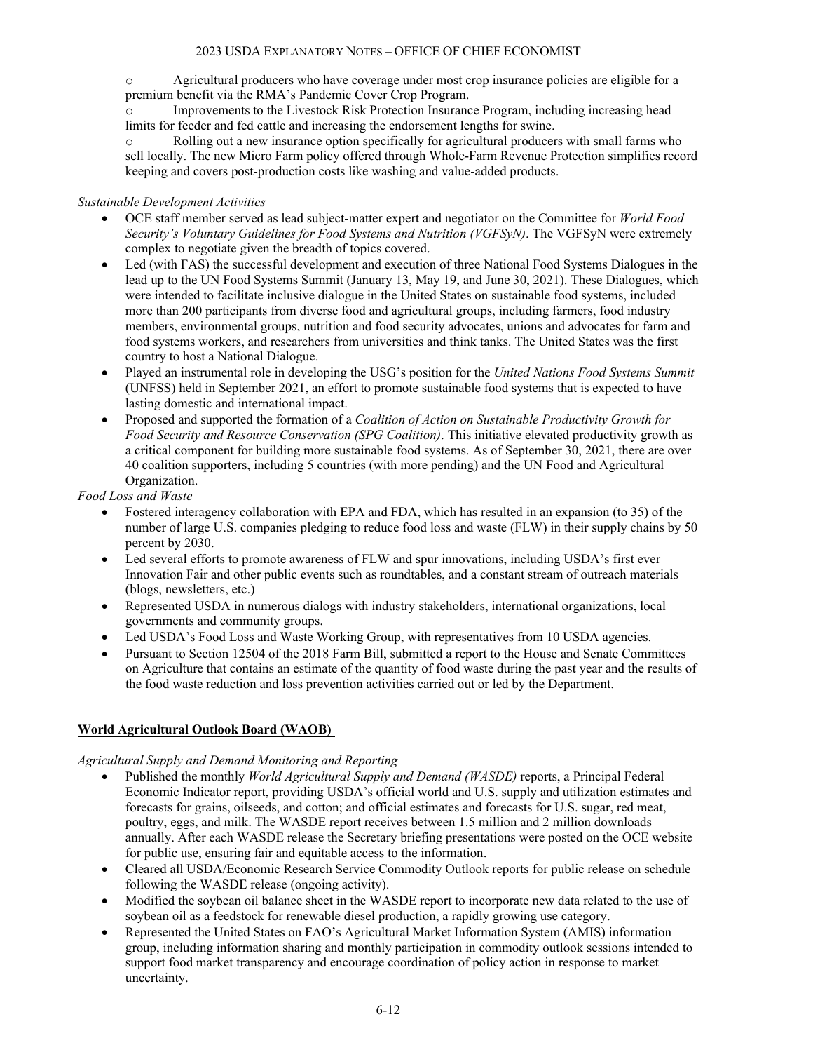- Agricultural producers who have coverage under most crop insurance policies are eligible for a premium benefit via the RMA's Pandemic Cover Crop Program.
- Improvements to the Livestock Risk Protection Insurance Program, including increasing head limits for feeder and fed cattle and increasing the endorsement lengths for swine.
- Rolling out a new insurance option specifically for agricultural producers with small farms who sell locally. The new Micro Farm policy offered through Whole-Farm Revenue Protection simplifies record keeping and covers post-production costs like washing and value-added products.

*Sustainable Development Activities*

- OCE staff member served as lead subject-matter expert and negotiator on the Committee for *World Food Security's Voluntary Guidelines for Food Systems and Nutrition (VGFSyN)*. The VGFSyN were extremely complex to negotiate given the breadth of topics covered.
- Led (with FAS) the successful development and execution of three National Food Systems Dialogues in the lead up to the UN Food Systems Summit (January 13, May 19, and June 30, 2021). These Dialogues, which were intended to facilitate inclusive dialogue in the United States on sustainable food systems, included more than 200 participants from diverse food and agricultural groups, including farmers, food industry members, environmental groups, nutrition and food security advocates, unions and advocates for farm and food systems workers, and researchers from universities and think tanks. The United States was the first country to host a National Dialogue.
- Played an instrumental role in developing the USG's position for the *United Nations Food Systems Summit* (UNFSS) held in September 2021, an effort to promote sustainable food systems that is expected to have lasting domestic and international impact.
- Proposed and supported the formation of a *Coalition of Action on Sustainable Productivity Growth for Food Security and Resource Conservation (SPG Coalition)*. This initiative elevated productivity growth as a critical component for building more sustainable food systems. As of September 30, 2021, there are over 40 coalition supporters, including 5 countries (with more pending) and the UN Food and Agricultural Organization.

*Food Loss and Waste*

- Fostered interagency collaboration with EPA and FDA, which has resulted in an expansion (to 35) of the number of large U.S. companies pledging to reduce food loss and waste (FLW) in their supply chains by 50 percent by 2030.
- Led several efforts to promote awareness of FLW and spur innovations, including USDA's first ever Innovation Fair and other public events such as roundtables, and a constant stream of outreach materials (blogs, newsletters, etc.)
- Represented USDA in numerous dialogs with industry stakeholders, international organizations, local governments and community groups.
- Led USDA's Food Loss and Waste Working Group, with representatives from 10 USDA agencies.
- Pursuant to Section 12504 of the 2018 Farm Bill, submitted a report to the House and Senate Committees on Agriculture that contains an estimate of the quantity of food waste during the past year and the results of the food waste reduction and loss prevention activities carried out or led by the Department.

**World Agricultural Outlook Board (WAOB)**

*Agricultural Supply and Demand Monitoring and Reporting*

- Published the monthly *World Agricultural Supply and Demand (WASDE)* reports, a Principal Federal Economic Indicator report, providing USDA's official world and U.S. supply and utilization estimates and forecasts for grains, oilseeds, and cotton; and official estimates and forecasts for U.S. sugar, red meat, poultry, eggs, and milk. The WASDE report receives between 1.5 million and 2 million downloads annually. After each WASDE release the Secretary briefing presentations were posted on the OCE website for public use, ensuring fair and equitable access to the information.
- Cleared all USDA/Economic Research Service Commodity Outlook reports for public release on schedule following the WASDE release (ongoing activity).
- Modified the soybean oil balance sheet in the WASDE report to incorporate new data related to the use of soybean oil as a feedstock for renewable diesel production, a rapidly growing use category.
- Represented the United States on FAO's Agricultural Market Information System (AMIS) information group, including information sharing and monthly participation in commodity outlook sessions intended to support food market transparency and encourage coordination of policy action in response to market uncertainty.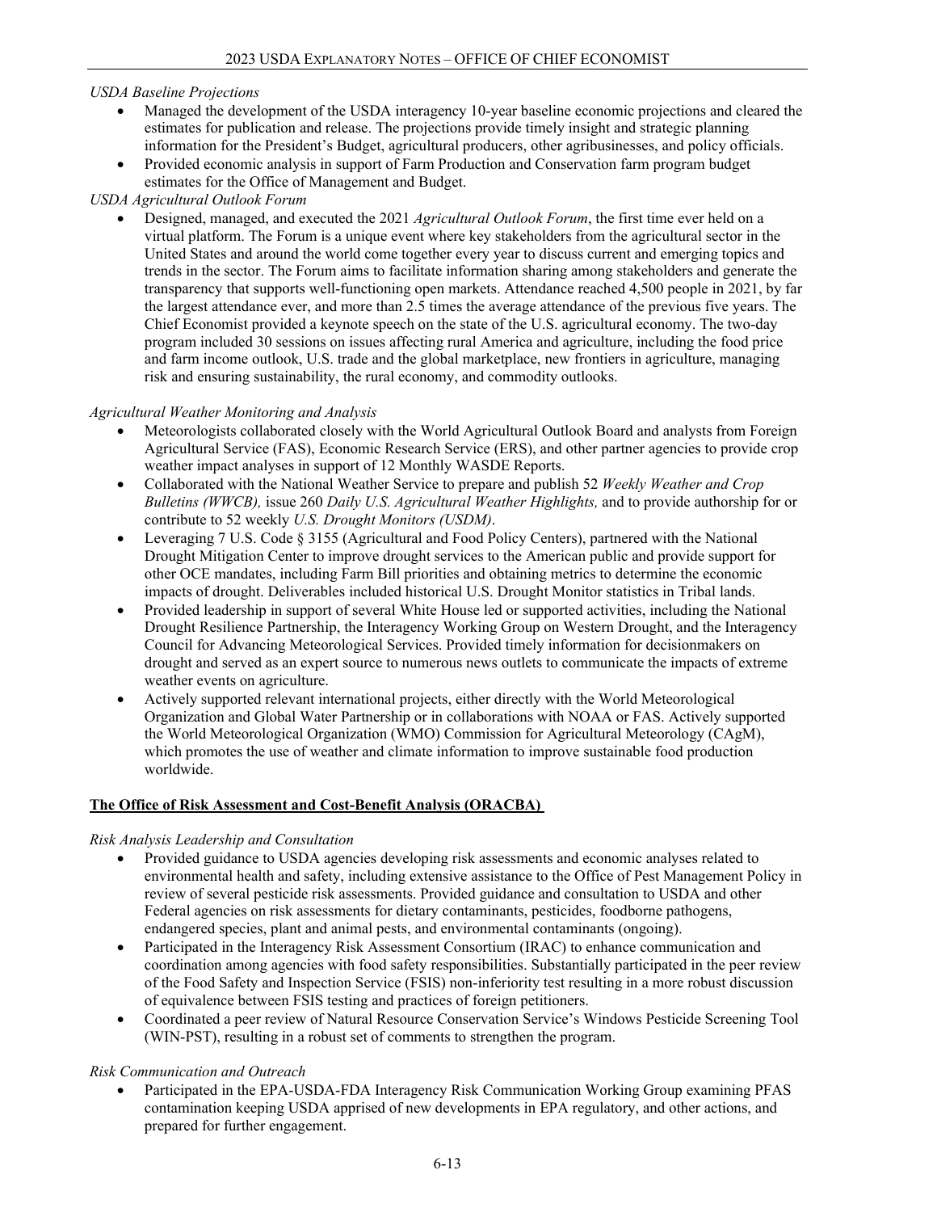*USDA Baseline Projections*

- Managed the development of the USDA interagency 10-year baseline economic projections and cleared the estimates for publication and release. The projections provide timely insight and strategic planning information for the President's Budget, agricultural producers, other agribusinesses, and policy officials.
- Provided economic analysis in support of Farm Production and Conservation farm program budget estimates for the Office of Management and Budget.

*USDA Agricultural Outlook Forum*

- Designed, managed, and executed the 2021 *Agricultural Outlook Forum*, the first time ever held on a virtual platform. The Forum is a unique event where key stakeholders from the agricultural sector in the United States and around the world come together every year to discuss current and emerging topics and trends in the sector. The Forum aims to facilitate information sharing among stakeholders and generate the transparency that supports well-functioning open markets. Attendance reached 4,500 people in 2021, by far the largest attendance ever, and more than 2.5 times the average attendance of the previous five years. The Chief Economist provided a keynote speech on the state of the U.S. agricultural economy. The two-day program included 30 sessions on issues affecting rural America and agriculture, including the food price and farm income outlook, U.S. trade and the global marketplace, new frontiers in agriculture, managing risk and ensuring sustainability, the rural economy, and commodity outlooks.

*Agricultural Weather Monitoring and Analysis*

- Meteorologists collaborated closely with the World Agricultural Outlook Board and analysts from Foreign Agricultural Service (FAS), Economic Research Service (ERS), and other partner agencies to provide crop weather impact analyses in support of 12 Monthly WASDE Reports.
- Collaborated with the National Weather Service to prepare and publish 52 *Weekly Weather and Crop Bulletins (WWCB),* issue 260 *Daily U.S. Agricultural Weather Highlights,* and to provide authorship for or contribute to 52 weekly *U.S. Drought Monitors (USDM)*.
- Leveraging 7 U.S. Code § 3155 (Agricultural and Food Policy Centers), partnered with the National Drought Mitigation Center to improve drought services to the American public and provide support for other OCE mandates, including Farm Bill priorities and obtaining metrics to determine the economic impacts of drought. Deliverables included historical U.S. Drought Monitor statistics in Tribal lands.
- Provided leadership in support of several White House led or supported activities, including the National Drought Resilience Partnership, the Interagency Working Group on Western Drought, and the Interagency Council for Advancing Meteorological Services. Provided timely information for decisionmakers on drought and served as an expert source to numerous news outlets to communicate the impacts of extreme weather events on agriculture.
- Actively supported relevant international projects, either directly with the World Meteorological Organization and Global Water Partnership or in collaborations with NOAA or FAS. Actively supported the World Meteorological Organization (WMO) Commission for Agricultural Meteorology (CAgM), which promotes the use of weather and climate information to improve sustainable food production worldwide.

**The Office of Risk Assessment and Cost-Benefit Analysis (ORACBA)**

*Risk Analysis Leadership and Consultation*

- Provided guidance to USDA agencies developing risk assessments and economic analyses related to environmental health and safety, including extensive assistance to the Office of Pest Management Policy in review of several pesticide risk assessments. Provided guidance and consultation to USDA and other Federal agencies on risk assessments for dietary contaminants, pesticides, foodborne pathogens, endangered species, plant and animal pests, and environmental contaminants (ongoing).
- Participated in the Interagency Risk Assessment Consortium (IRAC) to enhance communication and coordination among agencies with food safety responsibilities. Substantially participated in the peer review of the Food Safety and Inspection Service (FSIS) non-inferiority test resulting in a more robust discussion of equivalence between FSIS testing and practices of foreign petitioners.
- Coordinated a peer review of Natural Resource Conservation Service's Windows Pesticide Screening Tool (WIN-PST), resulting in a robust set of comments to strengthen the program.

*Risk Communication and Outreach*

- Participated in the EPA-USDA-FDA Interagency Risk Communication Working Group examining PFAS contamination keeping USDA apprised of new developments in EPA regulatory, and other actions, and prepared for further engagement.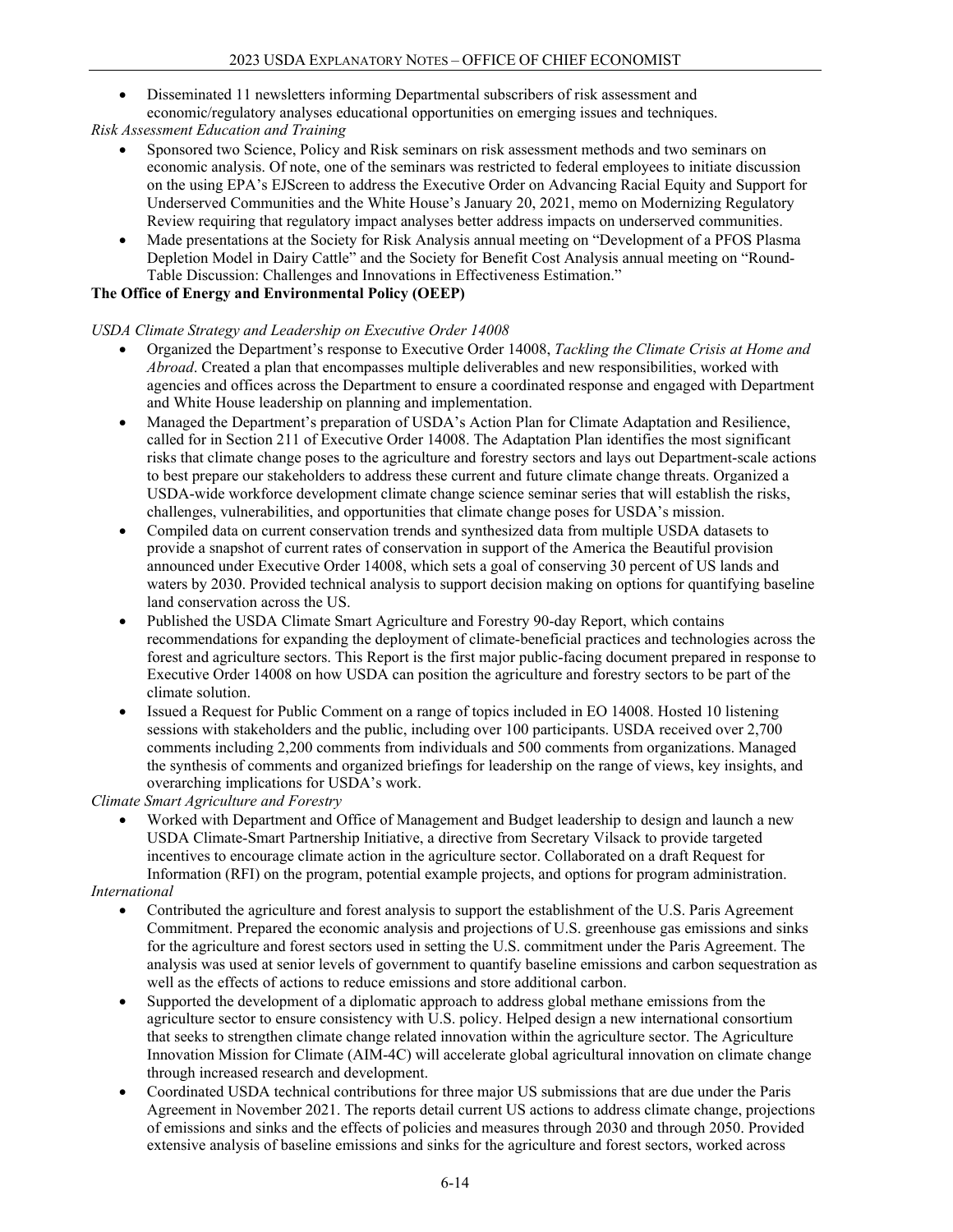- Disseminated 11 newsletters informing Departmental subscribers of risk assessment and economic/regulatory analyses educational opportunities on emerging issues and techniques.

*Risk Assessment Education and Training*

- Sponsored two Science, Policy and Risk seminars on risk assessment methods and two seminars on economic analysis. Of note, one of the seminars was restricted to federal employees to initiate discussion on the using EPA's EJScreen to address the Executive Order on Advancing Racial Equity and Support for Underserved Communities and the White House's January 20, 2021, memo on Modernizing Regulatory Review requiring that regulatory impact analyses better address impacts on underserved communities.
- Made presentations at the Society for Risk Analysis annual meeting on "Development of a PFOS Plasma Depletion Model in Dairy Cattle" and the Society for Benefit Cost Analysis annual meeting on "Round-Table Discussion: Challenges and Innovations in Effectiveness Estimation."

**The Office of Energy and Environmental Policy (OEEP)**

*USDA Climate Strategy and Leadership on Executive Order 14008*

- Organized the Department's response to Executive Order 14008, *Tackling the Climate Crisis at Home and Abroad*. Created a plan that encompasses multiple deliverables and new responsibilities, worked with agencies and offices across the Department to ensure a coordinated response and engaged with Department and White House leadership on planning and implementation.
- Managed the Department's preparation of USDA's Action Plan for Climate Adaptation and Resilience, called for in Section 211 of Executive Order 14008. The Adaptation Plan identifies the most significant risks that climate change poses to the agriculture and forestry sectors and lays out Department-scale actions to best prepare our stakeholders to address these current and future climate change threats. Organized a USDA-wide workforce development climate change science seminar series that will establish the risks, challenges, vulnerabilities, and opportunities that climate change poses for USDA's mission.
- Compiled data on current conservation trends and synthesized data from multiple USDA datasets to provide a snapshot of current rates of conservation in support of the America the Beautiful provision announced under Executive Order 14008, which sets a goal of conserving 30 percent of US lands and waters by 2030. Provided technical analysis to support decision making on options for quantifying baseline land conservation across the US.
- Published the USDA Climate Smart Agriculture and Forestry 90-day Report, which contains recommendations for expanding the deployment of climate-beneficial practices and technologies across the forest and agriculture sectors. This Report is the first major public-facing document prepared in response to Executive Order 14008 on how USDA can position the agriculture and forestry sectors to be part of the climate solution.
- Issued a Request for Public Comment on a range of topics included in EO 14008. Hosted 10 listening sessions with stakeholders and the public, including over 100 participants. USDA received over 2,700 comments including 2,200 comments from individuals and 500 comments from organizations. Managed the synthesis of comments and organized briefings for leadership on the range of views, key insights, and overarching implications for USDA's work.

*Climate Smart Agriculture and Forestry*

- Worked with Department and Office of Management and Budget leadership to design and launch a new USDA Climate-Smart Partnership Initiative, a directive from Secretary Vilsack to provide targeted incentives to encourage climate action in the agriculture sector. Collaborated on a draft Request for Information (RFI) on the program, potential example projects, and options for program administration.

*International*

- Contributed the agriculture and forest analysis to support the establishment of the U.S. Paris Agreement Commitment. Prepared the economic analysis and projections of U.S. greenhouse gas emissions and sinks for the agriculture and forest sectors used in setting the U.S. commitment under the Paris Agreement. The analysis was used at senior levels of government to quantify baseline emissions and carbon sequestration as well as the effects of actions to reduce emissions and store additional carbon.
- Supported the development of a diplomatic approach to address global methane emissions from the agriculture sector to ensure consistency with U.S. policy. Helped design a new international consortium that seeks to strengthen climate change related innovation within the agriculture sector. The Agriculture Innovation Mission for Climate (AIM-4C) will accelerate global agricultural innovation on climate change through increased research and development.
- Coordinated USDA technical contributions for three major US submissions that are due under the Paris Agreement in November 2021. The reports detail current US actions to address climate change, projections of emissions and sinks and the effects of policies and measures through 2030 and through 2050. Provided extensive analysis of baseline emissions and sinks for the agriculture and forest sectors, worked across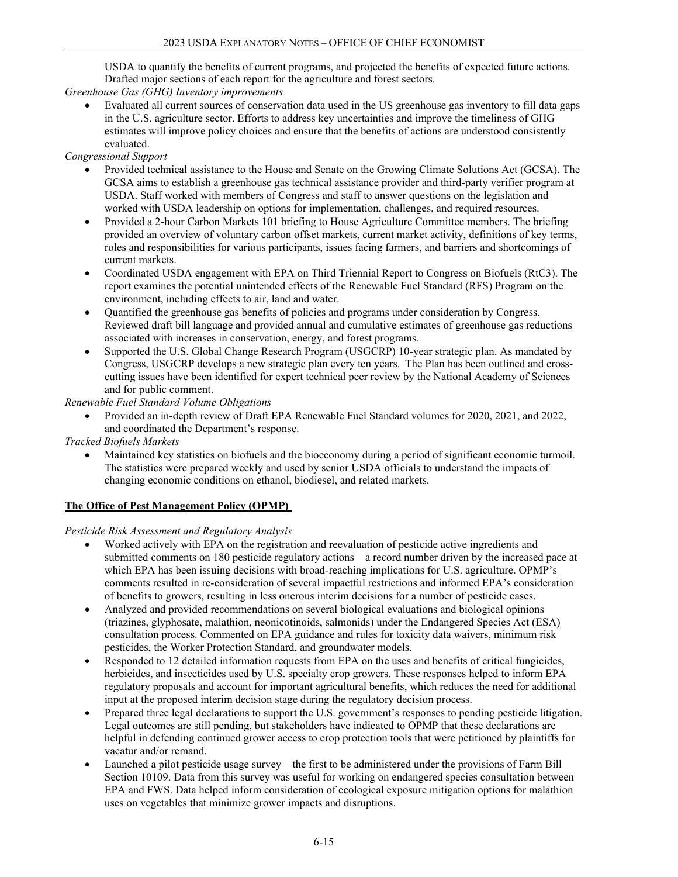USDA to quantify the benefits of current programs, and projected the benefits of expected future actions. Drafted major sections of each report for the agriculture and forest sectors.

*Greenhouse Gas (GHG) Inventory improvements*

- Evaluated all current sources of conservation data used in the US greenhouse gas inventory to fill data gaps in the U.S. agriculture sector. Efforts to address key uncertainties and improve the timeliness of GHG estimates will improve policy choices and ensure that the benefits of actions are understood consistently evaluated.

*Congressional Support*

- Provided technical assistance to the House and Senate on the Growing Climate Solutions Act (GCSA). The GCSA aims to establish a greenhouse gas technical assistance provider and third-party verifier program at USDA. Staff worked with members of Congress and staff to answer questions on the legislation and worked with USDA leadership on options for implementation, challenges, and required resources.
- Provided a 2-hour Carbon Markets 101 briefing to House Agriculture Committee members. The briefing provided an overview of voluntary carbon offset markets, current market activity, definitions of key terms, roles and responsibilities for various participants, issues facing farmers, and barriers and shortcomings of current markets.
- Coordinated USDA engagement with EPA on Third Triennial Report to Congress on Biofuels (RtC3). The report examines the potential unintended effects of the Renewable Fuel Standard (RFS) Program on the environment, including effects to air, land and water.
- Quantified the greenhouse gas benefits of policies and programs under consideration by Congress. Reviewed draft bill language and provided annual and cumulative estimates of greenhouse gas reductions associated with increases in conservation, energy, and forest programs.
- Supported the U.S. Global Change Research Program (USGCRP) 10-year strategic plan. As mandated by Congress, USGCRP develops a new strategic plan every ten years. The Plan has been outlined and cross-cutting issues have been identified for expert technical peer review by the National Academy of Sciences and for public comment.

*Renewable Fuel Standard Volume Obligations*

- Provided an in-depth review of Draft EPA Renewable Fuel Standard volumes for 2020, 2021, and 2022, and coordinated the Department's response.

*Tracked Biofuels Markets*

- Maintained key statistics on biofuels and the bioeconomy during a period of significant economic turmoil. The statistics were prepared weekly and used by senior USDA officials to understand the impacts of changing economic conditions on ethanol, biodiesel, and related markets.

**The Office of Pest Management Policy (OPMP)**

*Pesticide Risk Assessment and Regulatory Analysis*

- Worked actively with EPA on the registration and reevaluation of pesticide active ingredients and submitted comments on 180 pesticide regulatory actions—a record number driven by the increased pace at which EPA has been issuing decisions with broad-reaching implications for U.S. agriculture. OPMP's comments resulted in re-consideration of several impactful restrictions and informed EPA's consideration of benefits to growers, resulting in less onerous interim decisions for a number of pesticide cases.
- Analyzed and provided recommendations on several biological evaluations and biological opinions (triazines, glyphosate, malathion, neonicotinoids, salmonids) under the Endangered Species Act (ESA) consultation process. Commented on EPA guidance and rules for toxicity data waivers, minimum risk pesticides, the Worker Protection Standard, and groundwater models.
- Responded to 12 detailed information requests from EPA on the uses and benefits of critical fungicides, herbicides, and insecticides used by U.S. specialty crop growers. These responses helped to inform EPA regulatory proposals and account for important agricultural benefits, which reduces the need for additional input at the proposed interim decision stage during the regulatory decision process.
- Prepared three legal declarations to support the U.S. government's responses to pending pesticide litigation. Legal outcomes are still pending, but stakeholders have indicated to OPMP that these declarations are helpful in defending continued grower access to crop protection tools that were petitioned by plaintiffs for vacatur and/or remand.
- Launched a pilot pesticide usage survey—the first to be administered under the provisions of Farm Bill Section 10109. Data from this survey was useful for working on endangered species consultation between EPA and FWS. Data helped inform consideration of ecological exposure mitigation options for malathion uses on vegetables that minimize grower impacts and disruptions.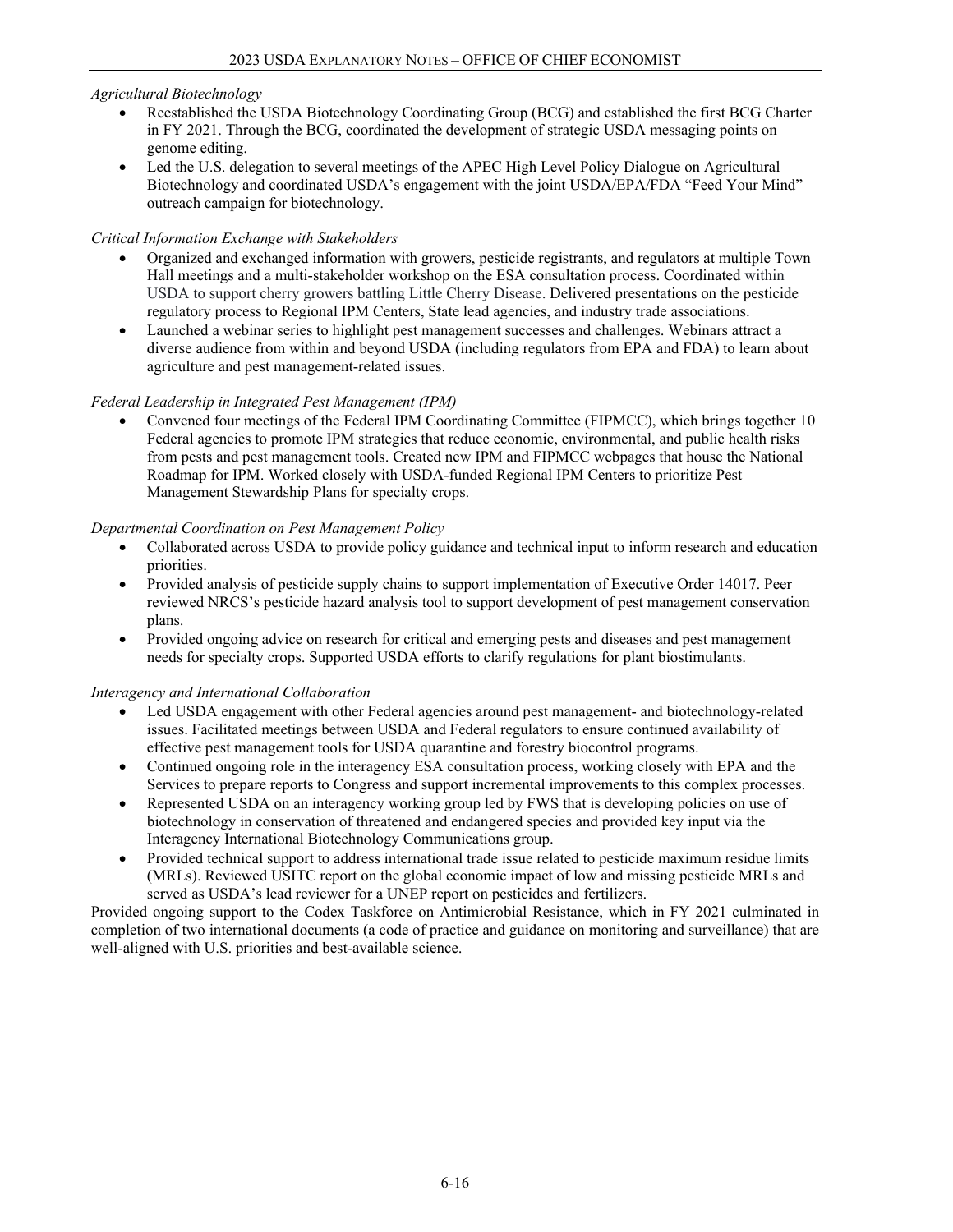*Agricultural Biotechnology*

- Reestablished the USDA Biotechnology Coordinating Group (BCG) and established the first BCG Charter in FY 2021. Through the BCG, coordinated the development of strategic USDA messaging points on genome editing.
- Led the U.S. delegation to several meetings of the APEC High Level Policy Dialogue on Agricultural Biotechnology and coordinated USDA's engagement with the joint USDA/EPA/FDA "Feed Your Mind" outreach campaign for biotechnology.

*Critical Information Exchange with Stakeholders*

- Organized and exchanged information with growers, pesticide registrants, and regulators at multiple Town Hall meetings and a multi-stakeholder workshop on the ESA consultation process. Coordinated within USDA to support cherry growers battling Little Cherry Disease. Delivered presentations on the pesticide regulatory process to Regional IPM Centers, State lead agencies, and industry trade associations.
- Launched a webinar series to highlight pest management successes and challenges. Webinars attract a diverse audience from within and beyond USDA (including regulators from EPA and FDA) to learn about agriculture and pest management-related issues.

*Federal Leadership in Integrated Pest Management (IPM)*

- Convened four meetings of the Federal IPM Coordinating Committee (FIPMCC), which brings together 10 Federal agencies to promote IPM strategies that reduce economic, environmental, and public health risks from pests and pest management tools. Created new IPM and FIPMCC webpages that house the National Roadmap for IPM. Worked closely with USDA-funded Regional IPM Centers to prioritize Pest Management Stewardship Plans for specialty crops.

*Departmental Coordination on Pest Management Policy*

- Collaborated across USDA to provide policy guidance and technical input to inform research and education priorities.
- Provided analysis of pesticide supply chains to support implementation of Executive Order 14017. Peer reviewed NRCS's pesticide hazard analysis tool to support development of pest management conservation plans.
- Provided ongoing advice on research for critical and emerging pests and diseases and pest management needs for specialty crops. Supported USDA efforts to clarify regulations for plant biostimulants.

*Interagency and International Collaboration*

- Led USDA engagement with other Federal agencies around pest management- and biotechnology-related issues. Facilitated meetings between USDA and Federal regulators to ensure continued availability of effective pest management tools for USDA quarantine and forestry biocontrol programs.
- Continued ongoing role in the interagency ESA consultation process, working closely with EPA and the Services to prepare reports to Congress and support incremental improvements to this complex processes.
- Represented USDA on an interagency working group led by FWS that is developing policies on use of biotechnology in conservation of threatened and endangered species and provided key input via the Interagency International Biotechnology Communications group.
- Provided technical support to address international trade issue related to pesticide maximum residue limits (MRLs). Reviewed USITC report on the global economic impact of low and missing pesticide MRLs and served as USDA's lead reviewer for a UNEP report on pesticides and fertilizers.

Provided ongoing support to the Codex Taskforce on Antimicrobial Resistance, which in FY 2021 culminated in completion of two international documents (a code of practice and guidance on monitoring and surveillance) that are well-aligned with U.S. priorities and best-available science.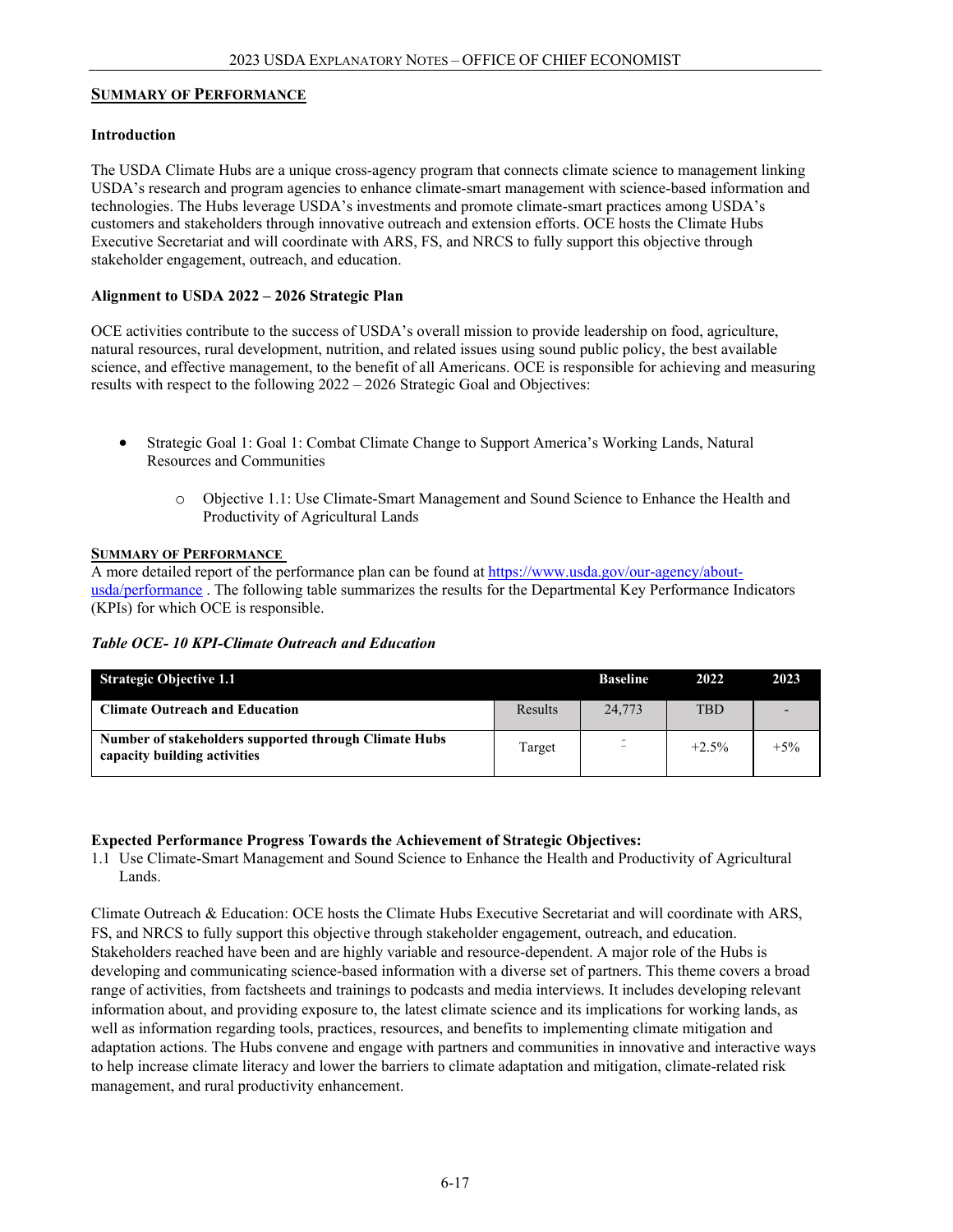## Summary of Performance

### Introduction

The USDA Climate Hubs are a unique cross-agency program that connects climate science to management linking USDA's research and program agencies to enhance climate-smart management with science-based information and technologies. The Hubs leverage USDA's investments and promote climate-smart practices among USDA's customers and stakeholders through innovative outreach and extension efforts. OCE hosts the Climate Hubs Executive Secretariat and will coordinate with ARS, FS, and NRCS to fully support this objective through stakeholder engagement, outreach, and education.

### Alignment to USDA 2022 – 2026 Strategic Plan

OCE activities contribute to the success of USDA's overall mission to provide leadership on food, agriculture, natural resources, rural development, nutrition, and related issues using sound public policy, the best available science, and effective management, to the benefit of all Americans. OCE is responsible for achieving and measuring results with respect to the following 2022 – 2026 Strategic Goal and Objectives:

- Strategic Goal 1: Goal 1: Combat Climate Change to Support America's Working Lands, Natural Resources and Communities
  - Objective 1.1: Use Climate-Smart Management and Sound Science to Enhance the Health and Productivity of Agricultural Lands

## Summary of Performance

A more detailed report of the performance plan can be found at https://www.usda.gov/our-agency/about-usda/performance . The following table summarizes the results for the Departmental Key Performance Indicators (KPIs) for which OCE is responsible.

***Table OCE- 10 KPI-Climate Outreach and Education***

| **Strategic Objective 1.1** | | **Baseline** | **2022** | **2023** |
|---|---|---|---|---|
| **Climate Outreach and Education** | Results | 24,773 | TBD | - |
| **Number of stakeholders supported through Climate Hubs capacity building activities** | Target | - | +2.5% | +5% |

**Expected Performance Progress Towards the Achievement of Strategic Objectives:**

1.1 Use Climate-Smart Management and Sound Science to Enhance the Health and Productivity of Agricultural Lands.

Climate Outreach & Education: OCE hosts the Climate Hubs Executive Secretariat and will coordinate with ARS, FS, and NRCS to fully support this objective through stakeholder engagement, outreach, and education. Stakeholders reached have been and are highly variable and resource-dependent. A major role of the Hubs is developing and communicating science-based information with a diverse set of partners. This theme covers a broad range of activities, from factsheets and trainings to podcasts and media interviews. It includes developing relevant information about, and providing exposure to, the latest climate science and its implications for working lands, as well as information regarding tools, practices, resources, and benefits to implementing climate mitigation and adaptation actions. The Hubs convene and engage with partners and communities in innovative and interactive ways to help increase climate literacy and lower the barriers to climate adaptation and mitigation, climate-related risk management, and rural productivity enhancement.